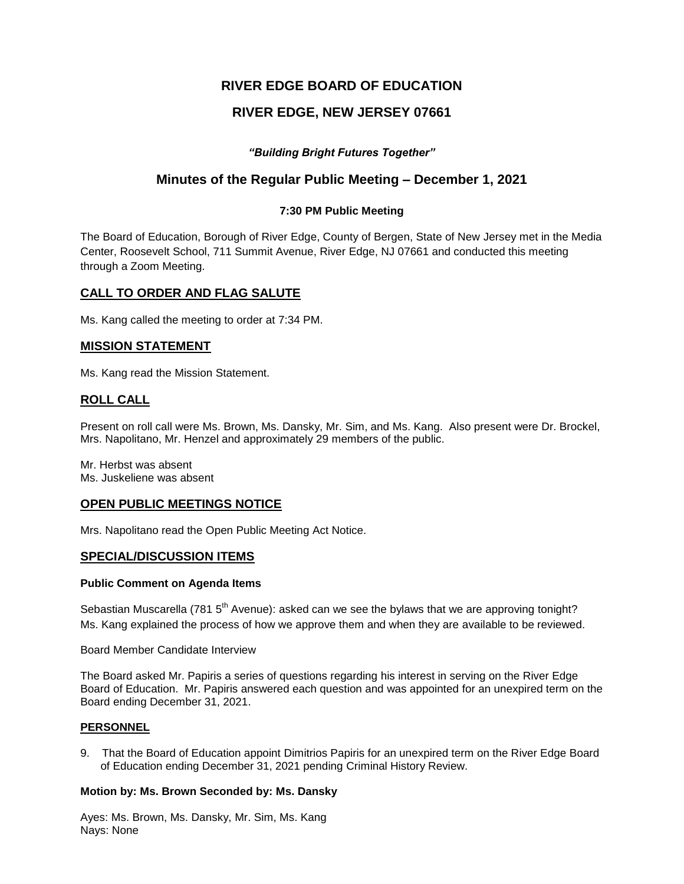# RIVER EDGE BOARD OF EDUCATION

# RIVER EDGE, NEW JERSEY 07661

***"Building Bright Futures Together"***

## Minutes of the Regular Public Meeting – December 1, 2021

**7:30 PM Public Meeting**

The Board of Education, Borough of River Edge, County of Bergen, State of New Jersey met in the Media Center, Roosevelt School, 711 Summit Avenue, River Edge, NJ 07661 and conducted this meeting through a Zoom Meeting.

## CALL TO ORDER AND FLAG SALUTE

Ms. Kang called the meeting to order at 7:34 PM.

## MISSION STATEMENT

Ms. Kang read the Mission Statement.

## ROLL CALL

Present on roll call were Ms. Brown, Ms. Dansky, Mr. Sim, and Ms. Kang. Also present were Dr. Brockel, Mrs. Napolitano, Mr. Henzel and approximately 29 members of the public.

Mr. Herbst was absent
Ms. Juskeliene was absent

## OPEN PUBLIC MEETINGS NOTICE

Mrs. Napolitano read the Open Public Meeting Act Notice.

## SPECIAL/DISCUSSION ITEMS

**Public Comment on Agenda Items**

Sebastian Muscarella (781 5th Avenue): asked can we see the bylaws that we are approving tonight?
Ms. Kang explained the process of how we approve them and when they are available to be reviewed.

Board Member Candidate Interview

The Board asked Mr. Papiris a series of questions regarding his interest in serving on the River Edge Board of Education. Mr. Papiris answered each question and was appointed for an unexpired term on the Board ending December 31, 2021.

### PERSONNEL

9. That the Board of Education appoint Dimitrios Papiris for an unexpired term on the River Edge Board of Education ending December 31, 2021 pending Criminal History Review.

**Motion by: Ms. Brown Seconded by: Ms. Dansky**

Ayes: Ms. Brown, Ms. Dansky, Mr. Sim, Ms. Kang
Nays: None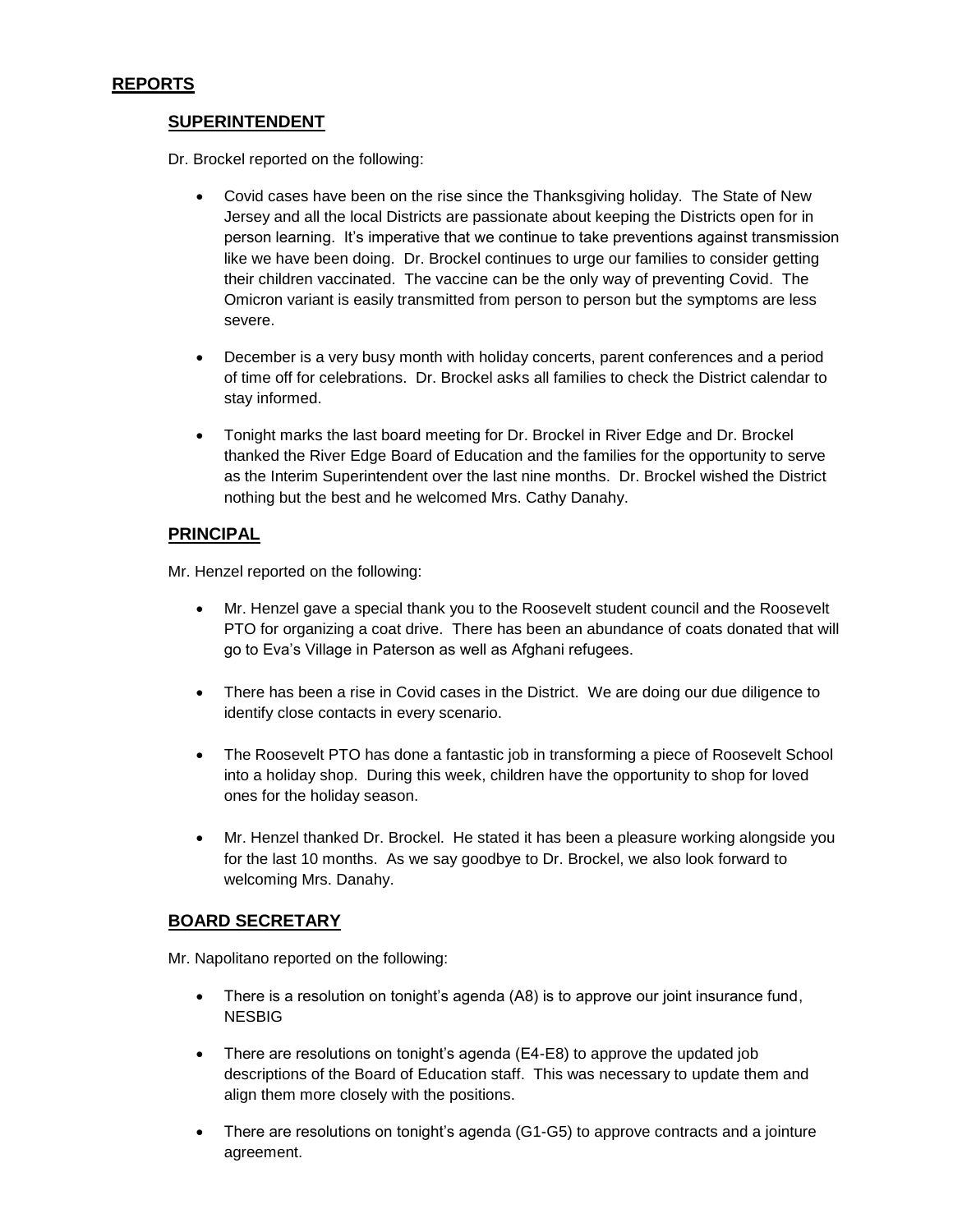## REPORTS

### SUPERINTENDENT

Dr. Brockel reported on the following:

- Covid cases have been on the rise since the Thanksgiving holiday. The State of New Jersey and all the local Districts are passionate about keeping the Districts open for in person learning. It's imperative that we continue to take preventions against transmission like we have been doing. Dr. Brockel continues to urge our families to consider getting their children vaccinated. The vaccine can be the only way of preventing Covid. The Omicron variant is easily transmitted from person to person but the symptoms are less severe.

- December is a very busy month with holiday concerts, parent conferences and a period of time off for celebrations. Dr. Brockel asks all families to check the District calendar to stay informed.

- Tonight marks the last board meeting for Dr. Brockel in River Edge and Dr. Brockel thanked the River Edge Board of Education and the families for the opportunity to serve as the Interim Superintendent over the last nine months. Dr. Brockel wished the District nothing but the best and he welcomed Mrs. Cathy Danahy.

### PRINCIPAL

Mr. Henzel reported on the following:

- Mr. Henzel gave a special thank you to the Roosevelt student council and the Roosevelt PTO for organizing a coat drive. There has been an abundance of coats donated that will go to Eva's Village in Paterson as well as Afghani refugees.

- There has been a rise in Covid cases in the District. We are doing our due diligence to identify close contacts in every scenario.

- The Roosevelt PTO has done a fantastic job in transforming a piece of Roosevelt School into a holiday shop. During this week, children have the opportunity to shop for loved ones for the holiday season.

- Mr. Henzel thanked Dr. Brockel. He stated it has been a pleasure working alongside you for the last 10 months. As we say goodbye to Dr. Brockel, we also look forward to welcoming Mrs. Danahy.

### BOARD SECRETARY

Mr. Napolitano reported on the following:

- There is a resolution on tonight's agenda (A8) is to approve our joint insurance fund, NESBIG

- There are resolutions on tonight's agenda (E4-E8) to approve the updated job descriptions of the Board of Education staff. This was necessary to update them and align them more closely with the positions.

- There are resolutions on tonight's agenda (G1-G5) to approve contracts and a jointure agreement.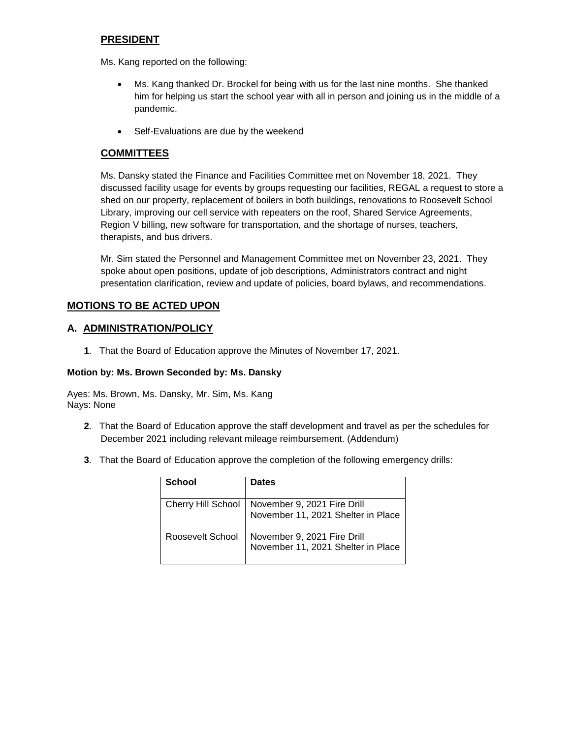## PRESIDENT

Ms. Kang reported on the following:

- Ms. Kang thanked Dr. Brockel for being with us for the last nine months. She thanked him for helping us start the school year with all in person and joining us in the middle of a pandemic.
- Self-Evaluations are due by the weekend

## COMMITTEES

Ms. Dansky stated the Finance and Facilities Committee met on November 18, 2021. They discussed facility usage for events by groups requesting our facilities, REGAL a request to store a shed on our property, replacement of boilers in both buildings, renovations to Roosevelt School Library, improving our cell service with repeaters on the roof, Shared Service Agreements, Region V billing, new software for transportation, and the shortage of nurses, teachers, therapists, and bus drivers.

Mr. Sim stated the Personnel and Management Committee met on November 23, 2021. They spoke about open positions, update of job descriptions, Administrators contract and night presentation clarification, review and update of policies, board bylaws, and recommendations.

## MOTIONS TO BE ACTED UPON

## A. ADMINISTRATION/POLICY

**1**. That the Board of Education approve the Minutes of November 17, 2021.

**Motion by: Ms. Brown Seconded by: Ms. Dansky**

Ayes: Ms. Brown, Ms. Dansky, Mr. Sim, Ms. Kang
Nays: None

**2**. That the Board of Education approve the staff development and travel as per the schedules for December 2021 including relevant mileage reimbursement. (Addendum)

**3**. That the Board of Education approve the completion of the following emergency drills:

| School | Dates |
|---|---|
| Cherry Hill School | November 9, 2021 Fire Drill<br>November 11, 2021 Shelter in Place |
| Roosevelt School | November 9, 2021 Fire Drill<br>November 11, 2021 Shelter in Place |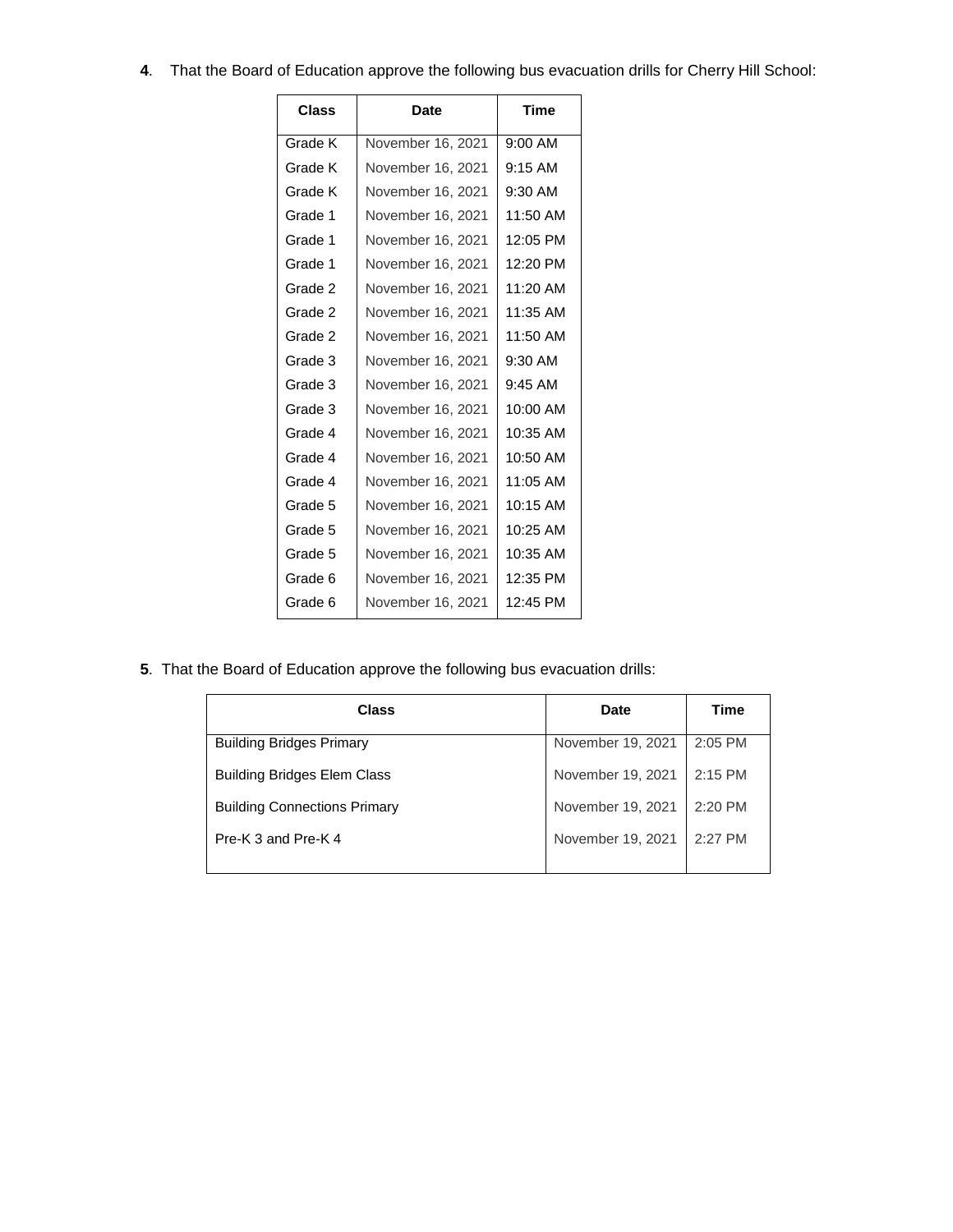**4**. That the Board of Education approve the following bus evacuation drills for Cherry Hill School:

| Class | Date | Time |
|---|---|---|
| Grade K | November 16, 2021 | 9:00 AM |
| Grade K | November 16, 2021 | 9:15 AM |
| Grade K | November 16, 2021 | 9:30 AM |
| Grade 1 | November 16, 2021 | 11:50 AM |
| Grade 1 | November 16, 2021 | 12:05 PM |
| Grade 1 | November 16, 2021 | 12:20 PM |
| Grade 2 | November 16, 2021 | 11:20 AM |
| Grade 2 | November 16, 2021 | 11:35 AM |
| Grade 2 | November 16, 2021 | 11:50 AM |
| Grade 3 | November 16, 2021 | 9:30 AM |
| Grade 3 | November 16, 2021 | 9:45 AM |
| Grade 3 | November 16, 2021 | 10:00 AM |
| Grade 4 | November 16, 2021 | 10:35 AM |
| Grade 4 | November 16, 2021 | 10:50 AM |
| Grade 4 | November 16, 2021 | 11:05 AM |
| Grade 5 | November 16, 2021 | 10:15 AM |
| Grade 5 | November 16, 2021 | 10:25 AM |
| Grade 5 | November 16, 2021 | 10:35 AM |
| Grade 6 | November 16, 2021 | 12:35 PM |
| Grade 6 | November 16, 2021 | 12:45 PM |

**5**. That the Board of Education approve the following bus evacuation drills:

| Class | Date | Time |
|---|---|---|
| Building Bridges Primary | November 19, 2021 | 2:05 PM |
| Building Bridges Elem Class | November 19, 2021 | 2:15 PM |
| Building Connections Primary | November 19, 2021 | 2:20 PM |
| Pre-K 3 and Pre-K 4 | November 19, 2021 | 2:27 PM |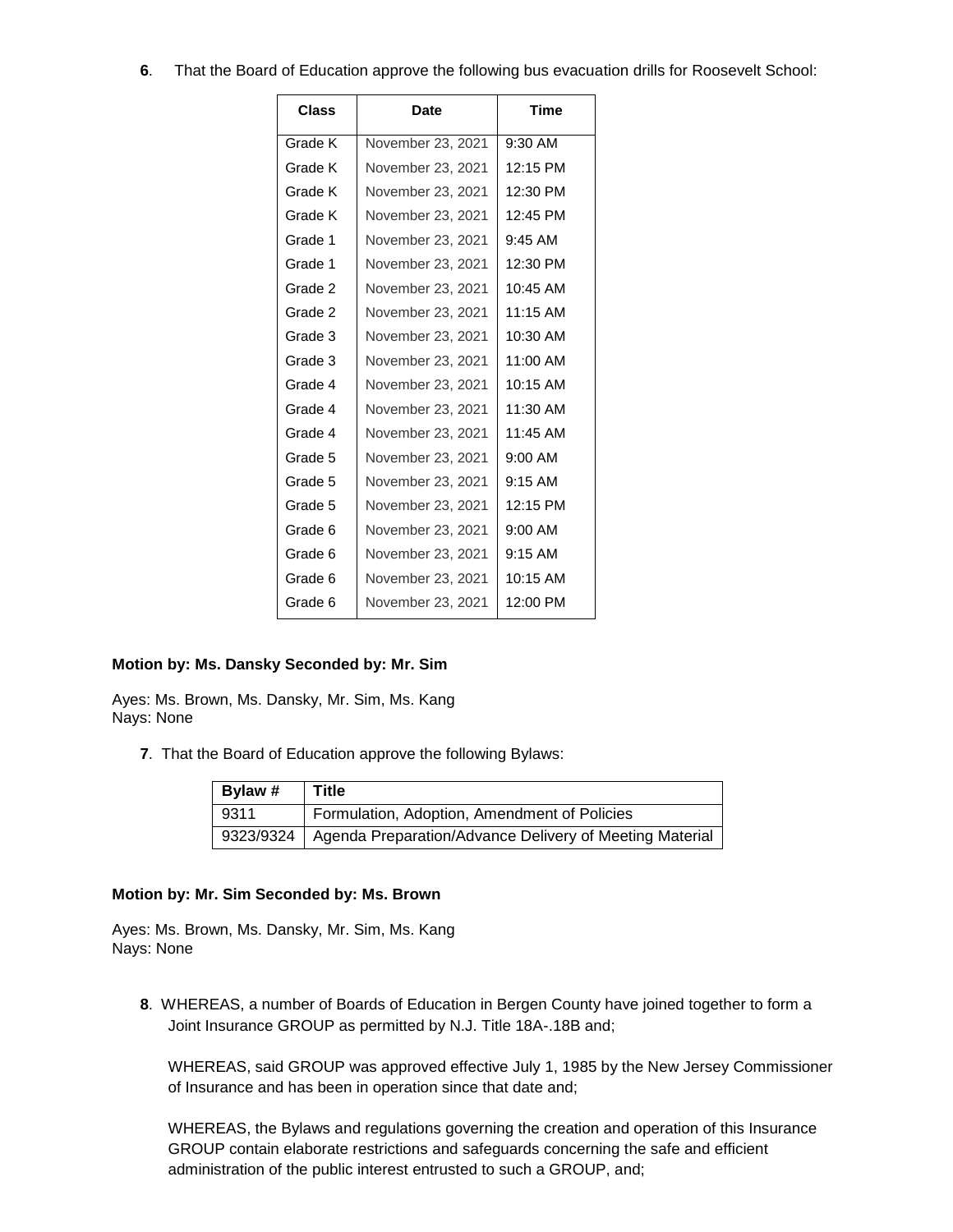**6**. That the Board of Education approve the following bus evacuation drills for Roosevelt School:

| Class | Date | Time |
|---|---|---|
| Grade K | November 23, 2021 | 9:30 AM |
| Grade K | November 23, 2021 | 12:15 PM |
| Grade K | November 23, 2021 | 12:30 PM |
| Grade K | November 23, 2021 | 12:45 PM |
| Grade 1 | November 23, 2021 | 9:45 AM |
| Grade 1 | November 23, 2021 | 12:30 PM |
| Grade 2 | November 23, 2021 | 10:45 AM |
| Grade 2 | November 23, 2021 | 11:15 AM |
| Grade 3 | November 23, 2021 | 10:30 AM |
| Grade 3 | November 23, 2021 | 11:00 AM |
| Grade 4 | November 23, 2021 | 10:15 AM |
| Grade 4 | November 23, 2021 | 11:30 AM |
| Grade 4 | November 23, 2021 | 11:45 AM |
| Grade 5 | November 23, 2021 | 9:00 AM |
| Grade 5 | November 23, 2021 | 9:15 AM |
| Grade 5 | November 23, 2021 | 12:15 PM |
| Grade 6 | November 23, 2021 | 9:00 AM |
| Grade 6 | November 23, 2021 | 9:15 AM |
| Grade 6 | November 23, 2021 | 10:15 AM |
| Grade 6 | November 23, 2021 | 12:00 PM |

**Motion by: Ms. Dansky Seconded by: Mr. Sim**

Ayes: Ms. Brown, Ms. Dansky, Mr. Sim, Ms. Kang
Nays: None

**7**. That the Board of Education approve the following Bylaws:

| Bylaw # | Title |
|---|---|
| 9311 | Formulation, Adoption, Amendment of Policies |
| 9323/9324 | Agenda Preparation/Advance Delivery of Meeting Material |

**Motion by: Mr. Sim Seconded by: Ms. Brown**

Ayes: Ms. Brown, Ms. Dansky, Mr. Sim, Ms. Kang
Nays: None

**8**. WHEREAS, a number of Boards of Education in Bergen County have joined together to form a Joint Insurance GROUP as permitted by N.J. Title 18A-.18B and;

WHEREAS, said GROUP was approved effective July 1, 1985 by the New Jersey Commissioner of Insurance and has been in operation since that date and;

WHEREAS, the Bylaws and regulations governing the creation and operation of this Insurance GROUP contain elaborate restrictions and safeguards concerning the safe and efficient administration of the public interest entrusted to such a GROUP, and;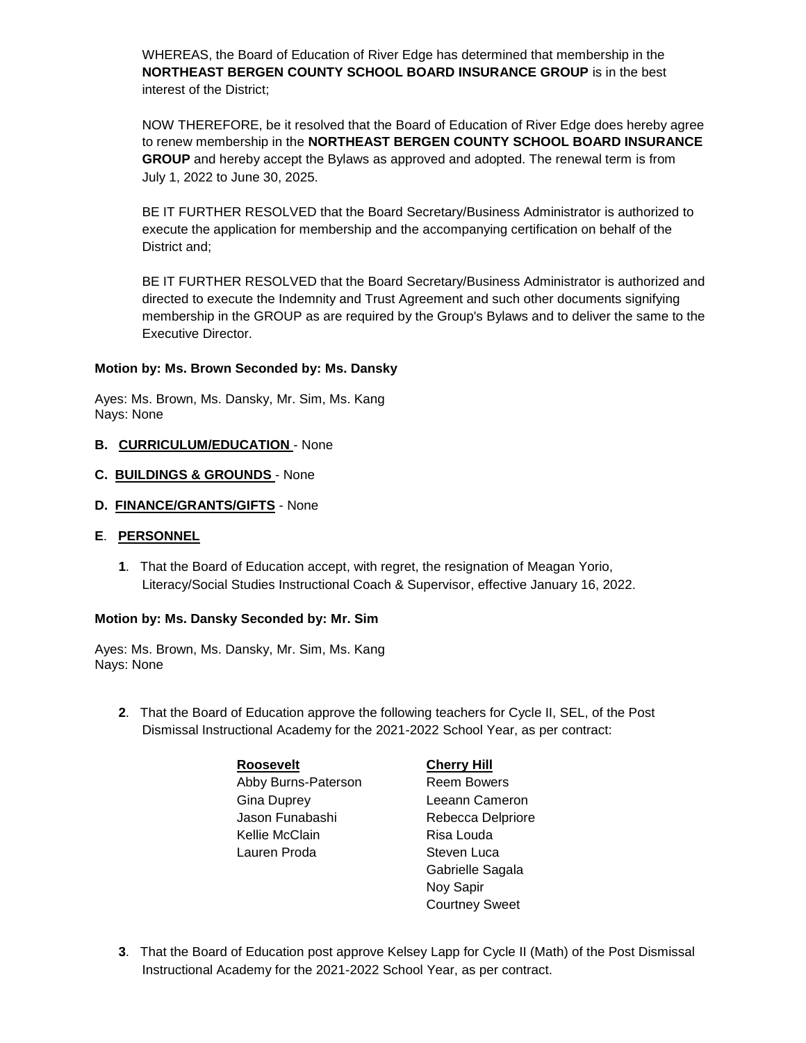WHEREAS, the Board of Education of River Edge has determined that membership in the **NORTHEAST BERGEN COUNTY SCHOOL BOARD INSURANCE GROUP** is in the best interest of the District;

NOW THEREFORE, be it resolved that the Board of Education of River Edge does hereby agree to renew membership in the **NORTHEAST BERGEN COUNTY SCHOOL BOARD INSURANCE GROUP** and hereby accept the Bylaws as approved and adopted. The renewal term is from July 1, 2022 to June 30, 2025.

BE IT FURTHER RESOLVED that the Board Secretary/Business Administrator is authorized to execute the application for membership and the accompanying certification on behalf of the District and;

BE IT FURTHER RESOLVED that the Board Secretary/Business Administrator is authorized and directed to execute the Indemnity and Trust Agreement and such other documents signifying membership in the GROUP as are required by the Group's Bylaws and to deliver the same to the Executive Director.

**Motion by: Ms. Brown Seconded by: Ms. Dansky**

Ayes: Ms. Brown, Ms. Dansky, Mr. Sim, Ms. Kang
Nays: None

**B. CURRICULUM/EDUCATION** - None

**C. BUILDINGS & GROUNDS** - None

**D. FINANCE/GRANTS/GIFTS** - None

**E. PERSONNEL**

**1**. That the Board of Education accept, with regret, the resignation of Meagan Yorio, Literacy/Social Studies Instructional Coach & Supervisor, effective January 16, 2022.

**Motion by: Ms. Dansky Seconded by: Mr. Sim**

Ayes: Ms. Brown, Ms. Dansky, Mr. Sim, Ms. Kang
Nays: None

**2**. That the Board of Education approve the following teachers for Cycle II, SEL, of the Post Dismissal Instructional Academy for the 2021-2022 School Year, as per contract:

| Roosevelt | Cherry Hill |
|---|---|
| Abby Burns-Paterson | Reem Bowers |
| Gina Duprey | Leeann Cameron |
| Jason Funabashi | Rebecca Delpriore |
| Kellie McClain | Risa Louda |
| Lauren Proda | Steven Luca |
| | Gabrielle Sagala |
| | Noy Sapir |
| | Courtney Sweet |

**3**. That the Board of Education post approve Kelsey Lapp for Cycle II (Math) of the Post Dismissal Instructional Academy for the 2021-2022 School Year, as per contract.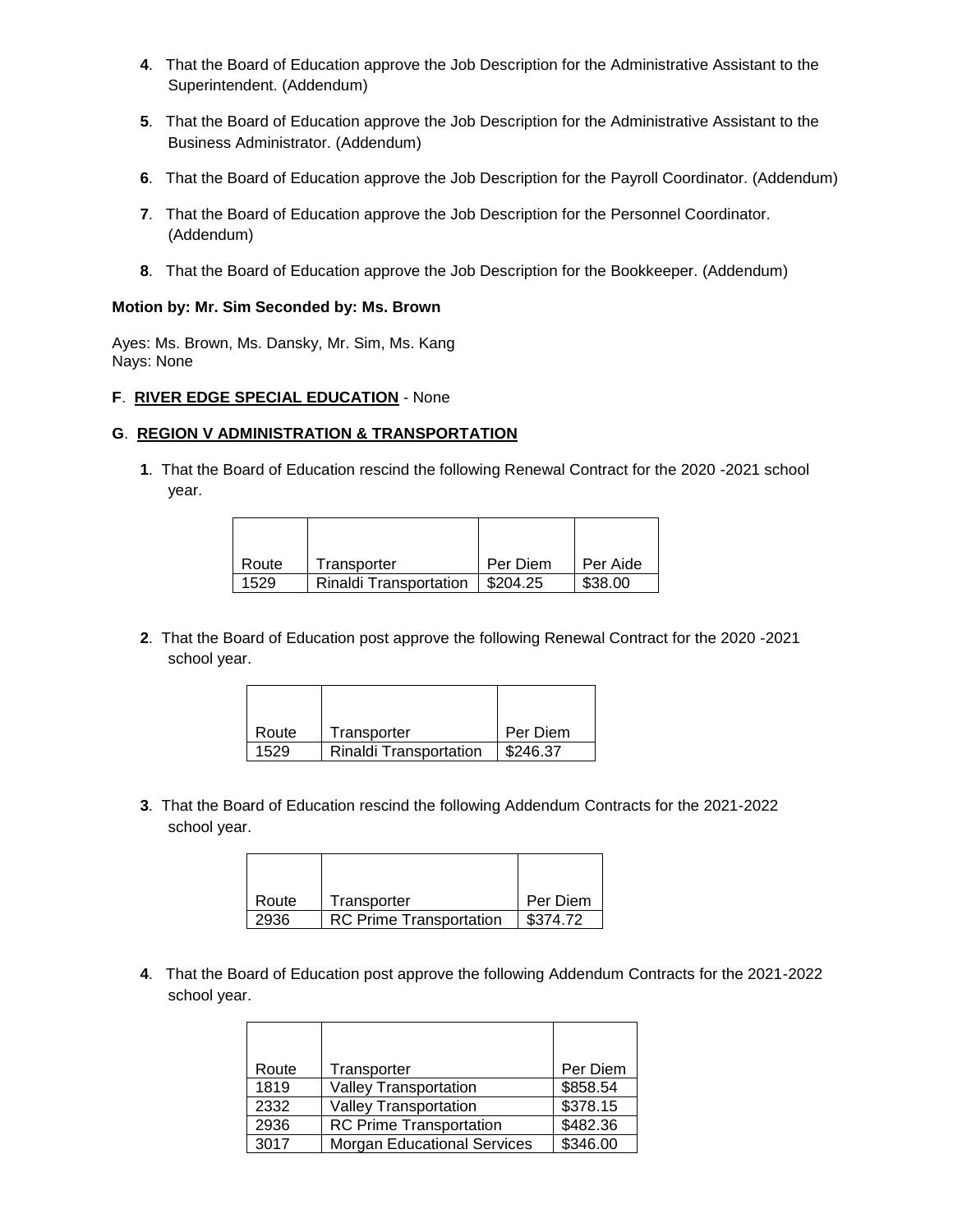**4**. That the Board of Education approve the Job Description for the Administrative Assistant to the Superintendent. (Addendum)

**5**. That the Board of Education approve the Job Description for the Administrative Assistant to the Business Administrator. (Addendum)

**6**. That the Board of Education approve the Job Description for the Payroll Coordinator. (Addendum)

**7**. That the Board of Education approve the Job Description for the Personnel Coordinator. (Addendum)

**8**. That the Board of Education approve the Job Description for the Bookkeeper. (Addendum)

**Motion by: Mr. Sim Seconded by: Ms. Brown**

Ayes: Ms. Brown, Ms. Dansky, Mr. Sim, Ms. Kang
Nays: None

**F**. **RIVER EDGE SPECIAL EDUCATION** - None

**G**. **REGION V ADMINISTRATION & TRANSPORTATION**

**1**. That the Board of Education rescind the following Renewal Contract for the 2020 -2021 school year.

| Route | Transporter | Per Diem | Per Aide |
|---|---|---|---|
| 1529 | Rinaldi Transportation | $204.25 | $38.00 |

**2**. That the Board of Education post approve the following Renewal Contract for the 2020 -2021 school year.

| Route | Transporter | Per Diem |
|---|---|---|
| 1529 | Rinaldi Transportation | $246.37 |

**3**. That the Board of Education rescind the following Addendum Contracts for the 2021-2022 school year.

| Route | Transporter | Per Diem |
|---|---|---|
| 2936 | RC Prime Transportation | $374.72 |

**4**. That the Board of Education post approve the following Addendum Contracts for the 2021-2022 school year.

| Route | Transporter | Per Diem |
|---|---|---|
| 1819 | Valley Transportation | $858.54 |
| 2332 | Valley Transportation | $378.15 |
| 2936 | RC Prime Transportation | $482.36 |
| 3017 | Morgan Educational Services | $346.00 |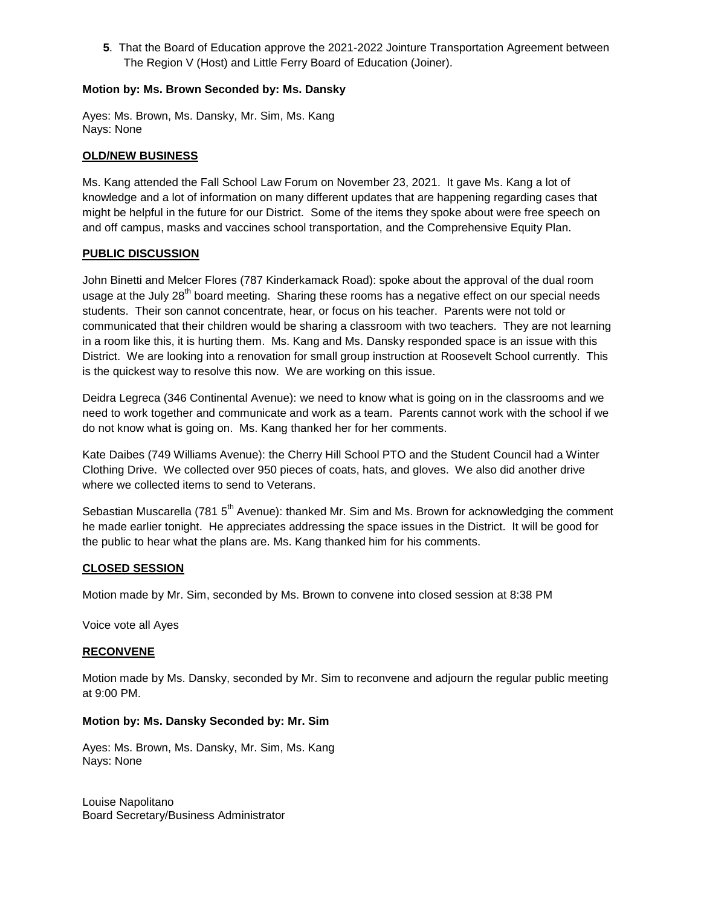**5**. That the Board of Education approve the 2021-2022 Jointure Transportation Agreement between The Region V (Host) and Little Ferry Board of Education (Joiner).

**Motion by: Ms. Brown Seconded by: Ms. Dansky**

Ayes: Ms. Brown, Ms. Dansky, Mr. Sim, Ms. Kang
Nays: None

**OLD/NEW BUSINESS**

Ms. Kang attended the Fall School Law Forum on November 23, 2021. It gave Ms. Kang a lot of knowledge and a lot of information on many different updates that are happening regarding cases that might be helpful in the future for our District. Some of the items they spoke about were free speech on and off campus, masks and vaccines school transportation, and the Comprehensive Equity Plan.

**PUBLIC DISCUSSION**

John Binetti and Melcer Flores (787 Kinderkamack Road): spoke about the approval of the dual room usage at the July 28th board meeting. Sharing these rooms has a negative effect on our special needs students. Their son cannot concentrate, hear, or focus on his teacher. Parents were not told or communicated that their children would be sharing a classroom with two teachers. They are not learning in a room like this, it is hurting them. Ms. Kang and Ms. Dansky responded space is an issue with this District. We are looking into a renovation for small group instruction at Roosevelt School currently. This is the quickest way to resolve this now. We are working on this issue.

Deidra Legreca (346 Continental Avenue): we need to know what is going on in the classrooms and we need to work together and communicate and work as a team. Parents cannot work with the school if we do not know what is going on. Ms. Kang thanked her for her comments.

Kate Daibes (749 Williams Avenue): the Cherry Hill School PTO and the Student Council had a Winter Clothing Drive. We collected over 950 pieces of coats, hats, and gloves. We also did another drive where we collected items to send to Veterans.

Sebastian Muscarella (781 5th Avenue): thanked Mr. Sim and Ms. Brown for acknowledging the comment he made earlier tonight. He appreciates addressing the space issues in the District. It will be good for the public to hear what the plans are. Ms. Kang thanked him for his comments.

**CLOSED SESSION**

Motion made by Mr. Sim, seconded by Ms. Brown to convene into closed session at 8:38 PM

Voice vote all Ayes

**RECONVENE**

Motion made by Ms. Dansky, seconded by Mr. Sim to reconvene and adjourn the regular public meeting at 9:00 PM.

**Motion by: Ms. Dansky Seconded by: Mr. Sim**

Ayes: Ms. Brown, Ms. Dansky, Mr. Sim, Ms. Kang
Nays: None

Louise Napolitano
Board Secretary/Business Administrator